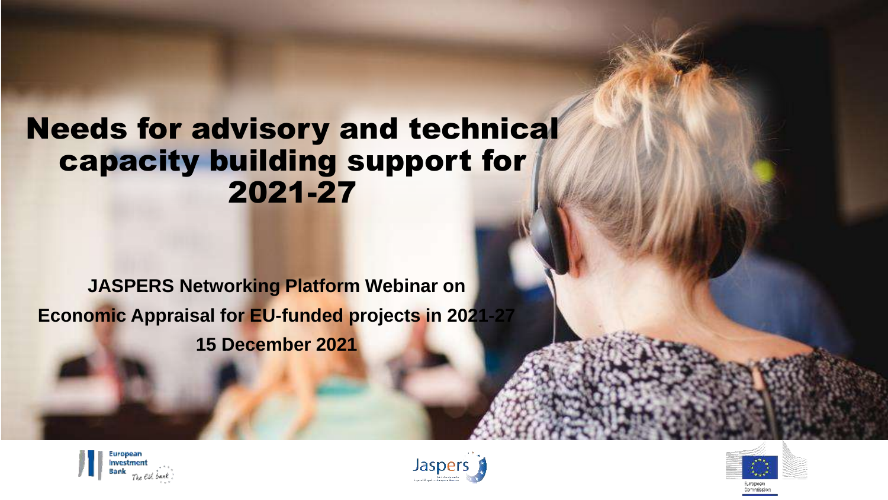# Needs for advisory and technical capacity building support for 2021-27

**JASPERS Networking Platform Webinar on**

**Economic Appraisal for EU-funded projects in 2021-27**

**15 December 2021**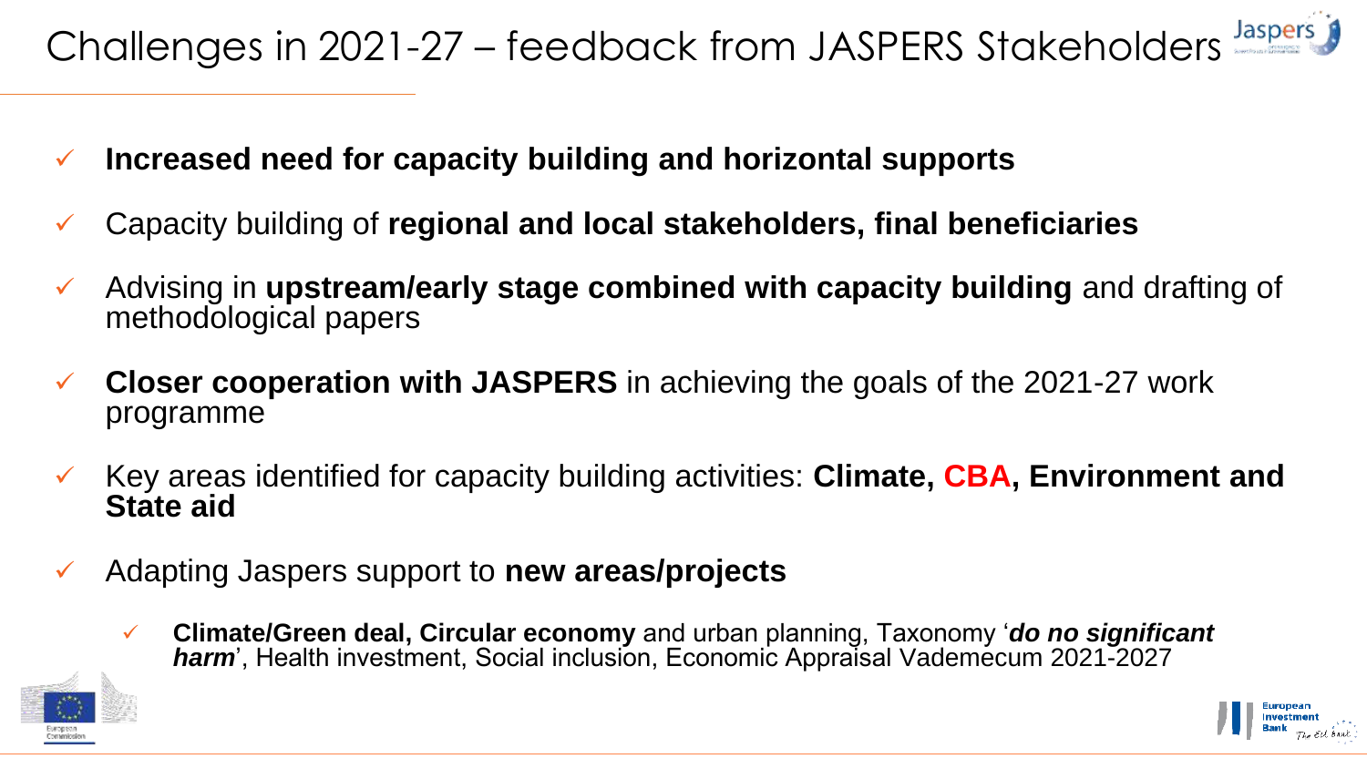# Challenges in 2021-27 – feedback from JASPERS Stakeholders

- ✓ **Increased need for capacity building and horizontal supports**
- ✓ Capacity building of **regional and local stakeholders, final beneficiaries**
- ✓ Advising in **upstream/early stage combined with capacity building** and drafting of methodological papers
- ✓ **Closer cooperation with JASPERS** in achieving the goals of the 2021-27 work programme
- ✓ Key areas identified for capacity building activities: **Climate, CBA, Environment and State aid**
- ✓ Adapting Jaspers support to **new areas/projects**
  - ✓ **Climate/Green deal, Circular economy** and urban planning, Taxonomy '***do no significant harm***', Health investment, Social inclusion, Economic Appraisal Vademecum 2021-2027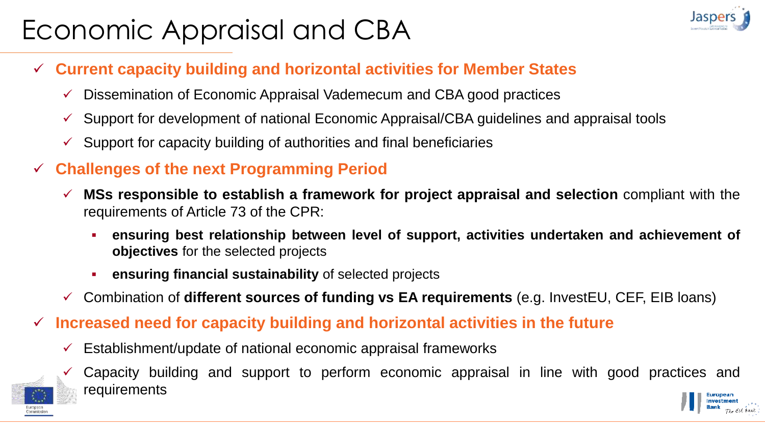# Economic Appraisal and CBA

- **Current capacity building and horizontal activities for Member States**
  - Dissemination of Economic Appraisal Vademecum and CBA good practices
  - Support for development of national Economic Appraisal/CBA guidelines and appraisal tools
  - Support for capacity building of authorities and final beneficiaries
- **Challenges of the next Programming Period**
  - **MSs responsible to establish a framework for project appraisal and selection** compliant with the requirements of Article 73 of the CPR:
    - **ensuring best relationship between level of support, activities undertaken and achievement of objectives** for the selected projects
    - **ensuring financial sustainability** of selected projects
  - Combination of **different sources of funding vs EA requirements** (e.g. InvestEU, CEF, EIB loans)
- **Increased need for capacity building and horizontal activities in the future**
  - Establishment/update of national economic appraisal frameworks
  - Capacity building and support to perform economic appraisal in line with good practices and requirements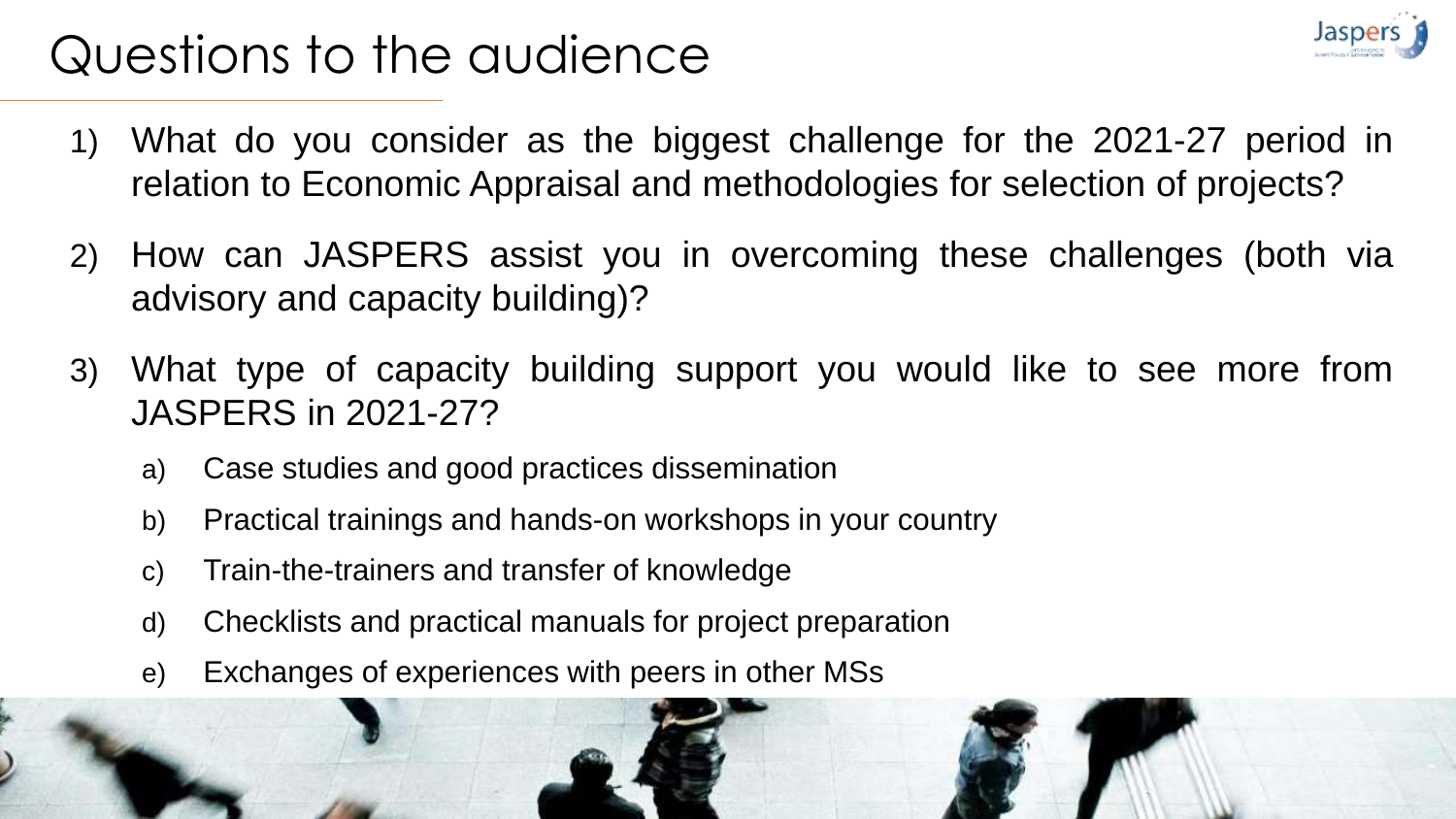# Questions to the audience

1) What do you consider as the biggest challenge for the 2021-27 period in relation to Economic Appraisal and methodologies for selection of projects?

2) How can JASPERS assist you in overcoming these challenges (both via advisory and capacity building)?

3) What type of capacity building support you would like to see more from JASPERS in 2021-27?

   a) Case studies and good practices dissemination

   b) Practical trainings and hands-on workshops in your country

   c) Train-the-trainers and transfer of knowledge

   d) Checklists and practical manuals for project preparation

   e) Exchanges of experiences with peers in other MSs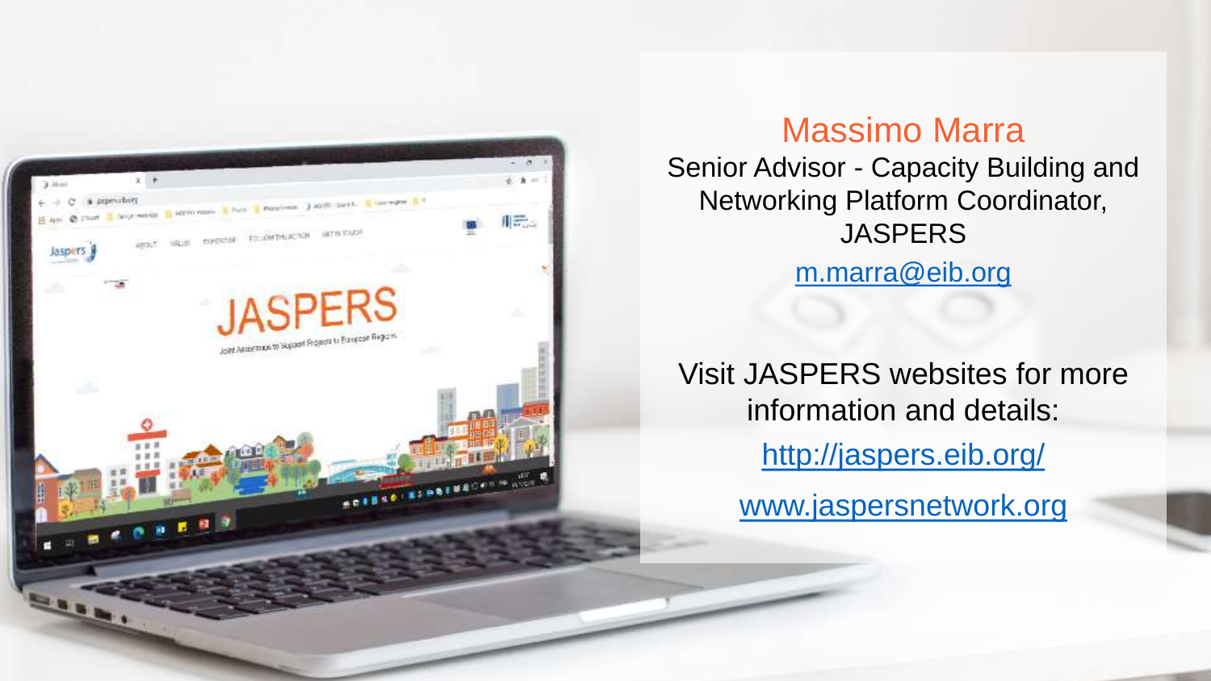Massimo Marra

Senior Advisor - Capacity Building and Networking Platform Coordinator, JASPERS

m.marra@eib.org

Visit JASPERS websites for more information and details:

http://jaspers.eib.org/

www.jaspersnetwork.org